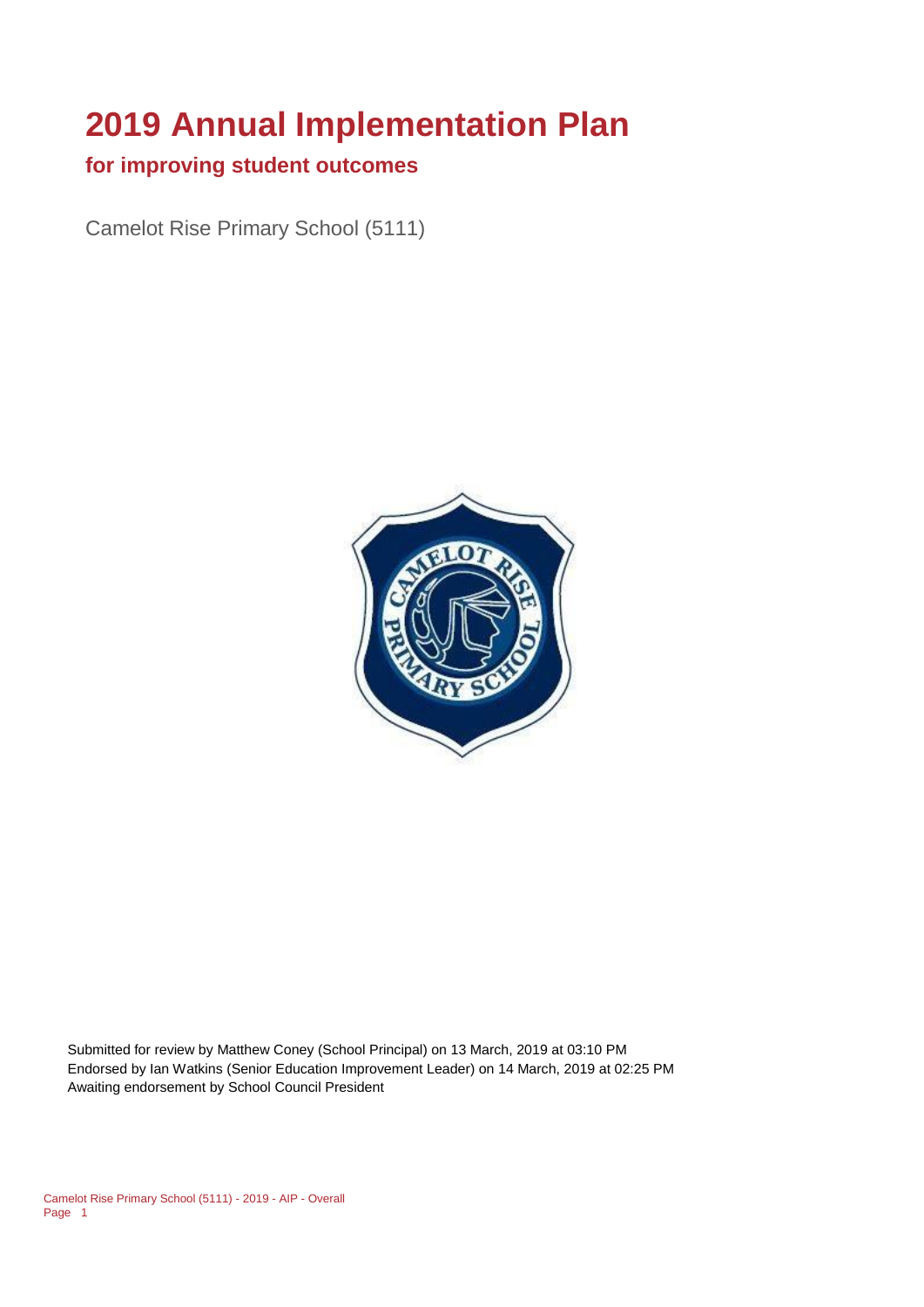# 2019 Annual Implementation Plan

## for improving student outcomes

Camelot Rise Primary School (5111)

Submitted for review by Matthew Coney (School Principal) on 13 March, 2019 at 03:10 PM
Endorsed by Ian Watkins (Senior Education Improvement Leader) on 14 March, 2019 at 02:25 PM
Awaiting endorsement by School Council President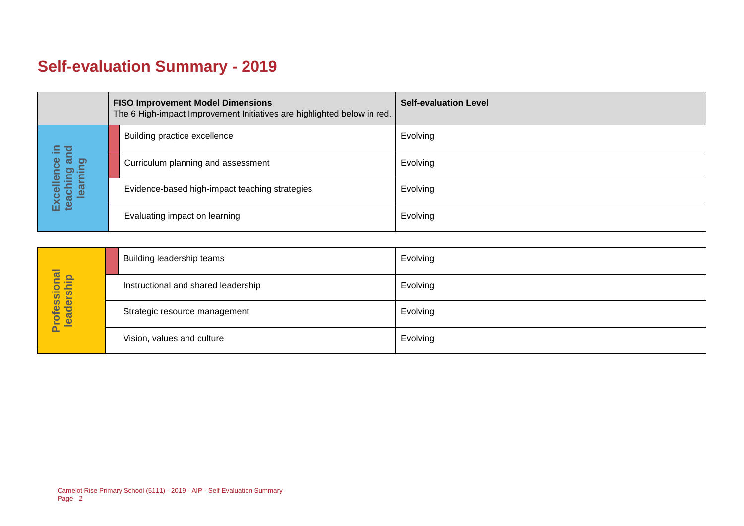# Self-evaluation Summary - 2019

| | FISO Improvement Model Dimensions<br>The 6 High-impact Improvement Initiatives are highlighted below in red. | Self-evaluation Level |
|---|---|---|
| Excellence in teaching and learning | Building practice excellence | Evolving |
| | Curriculum planning and assessment | Evolving |
| | Evidence-based high-impact teaching strategies | Evolving |
| | Evaluating impact on learning | Evolving |

| | | |
|---|---|---|
| Professional leadership | Building leadership teams | Evolving |
| | Instructional and shared leadership | Evolving |
| | Strategic resource management | Evolving |
| | Vision, values and culture | Evolving |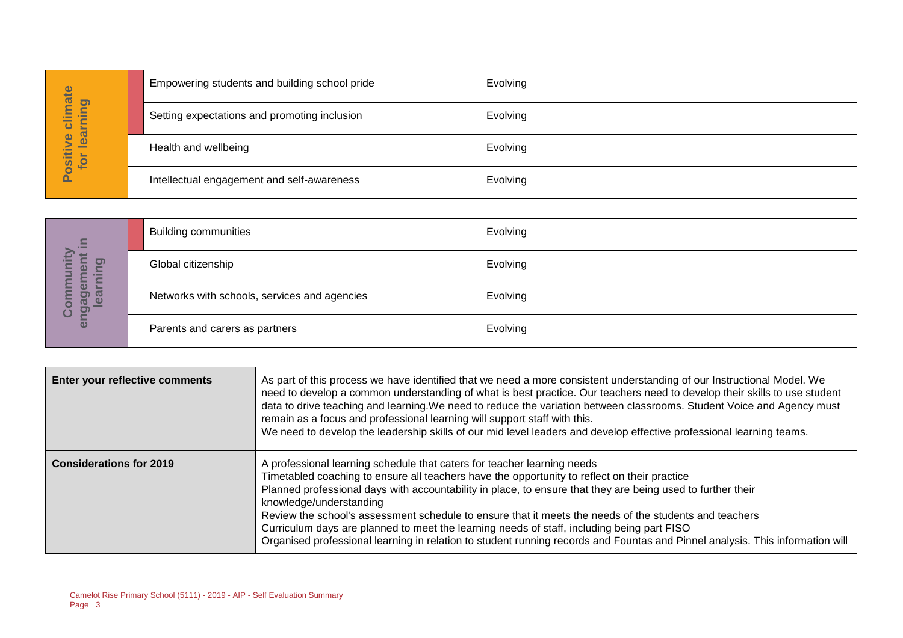| Positive climate for learning | | |
|---|---|---|
| | Empowering students and building school pride | Evolving |
| | Setting expectations and promoting inclusion | Evolving |
| | Health and wellbeing | Evolving |
| | Intellectual engagement and self-awareness | Evolving |

| Community engagement in learning | | |
|---|---|---|
| | Building communities | Evolving |
| | Global citizenship | Evolving |
| | Networks with schools, services and agencies | Evolving |
| | Parents and carers as partners | Evolving |

| | |
|---|---|
| **Enter your reflective comments** | As part of this process we have identified that we need a more consistent understanding of our Instructional Model. We need to develop a common understanding of what is best practice. Our teachers need to develop their skills to use student data to drive teaching and learning.We need to reduce the variation between classrooms. Student Voice and Agency must remain as a focus and professional learning will support staff with this.<br>We need to develop the leadership skills of our mid level leaders and develop effective professional learning teams. |
| **Considerations for 2019** | A professional learning schedule that caters for teacher learning needs<br>Timetabled coaching to ensure all teachers have the opportunity to reflect on their practice<br>Planned professional days with accountability in place, to ensure that they are being used to further their knowledge/understanding<br>Review the school's assessment schedule to ensure that it meets the needs of the students and teachers<br>Curriculum days are planned to meet the learning needs of staff, including being part FISO<br>Organised professional learning in relation to student running records and Fountas and Pinnel analysis. This information will |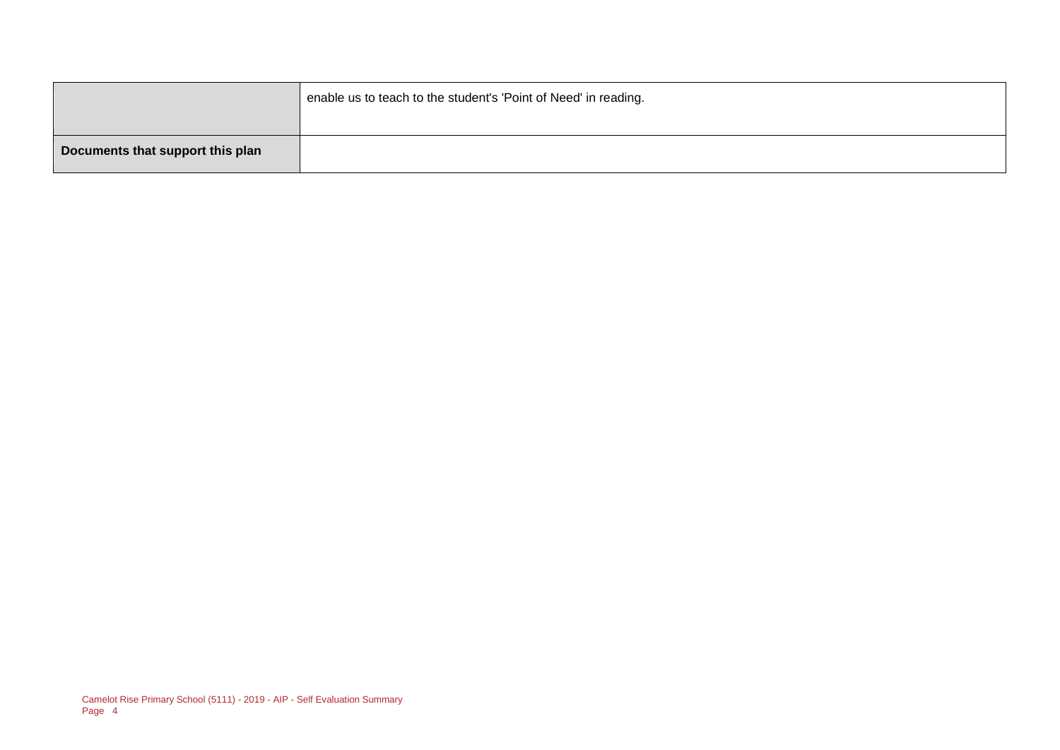| | |
|---|---|
| | enable us to teach to the student's 'Point of Need' in reading. |
| **Documents that support this plan** | |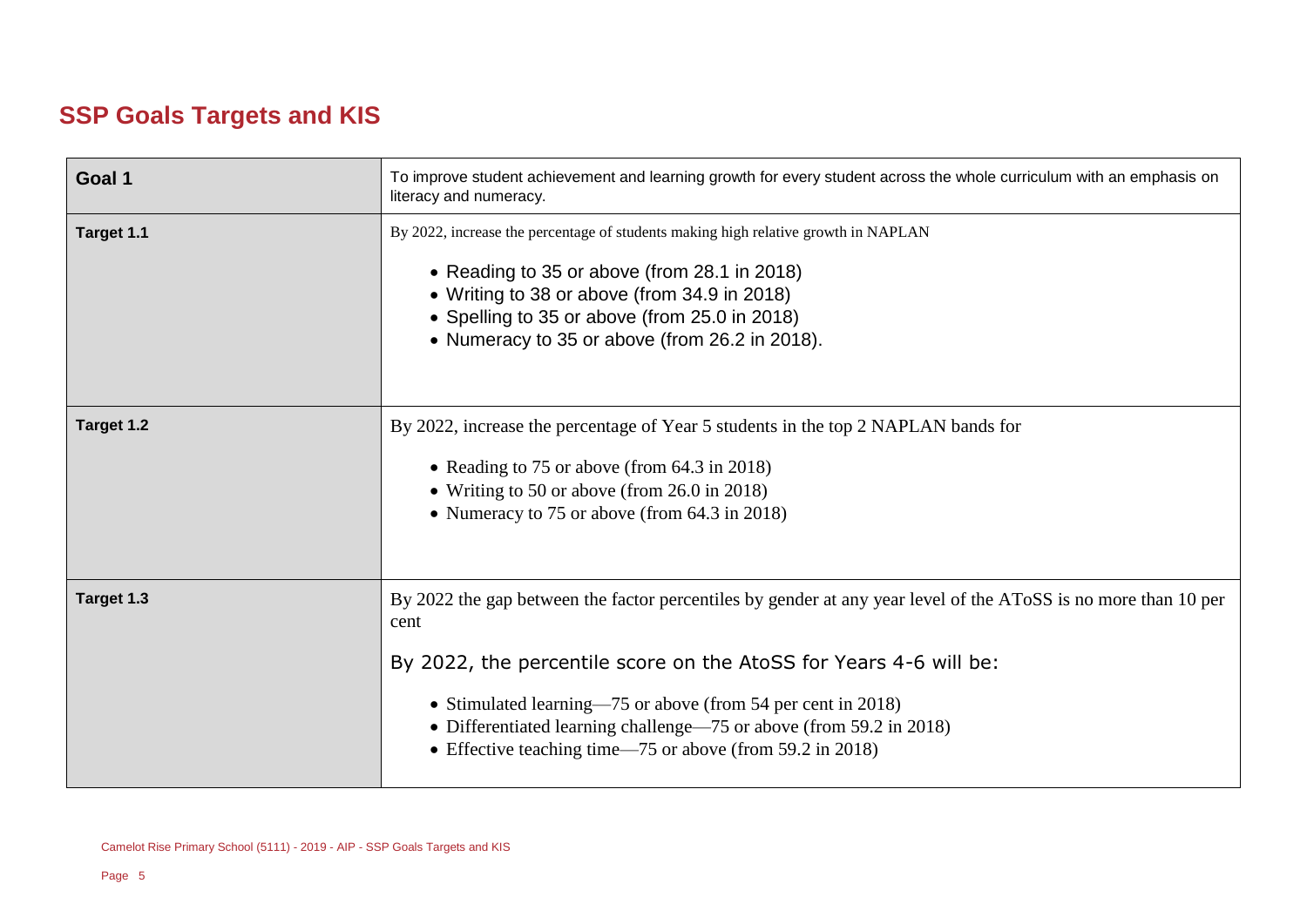## SSP Goals Targets and KIS

| Goal 1 | To improve student achievement and learning growth for every student across the whole curriculum with an emphasis on literacy and numeracy. |
| --- | --- |
| Target 1.1 | By 2022, increase the percentage of students making high relative growth in NAPLAN<br><br>• Reading to 35 or above (from 28.1 in 2018)<br>• Writing to 38 or above (from 34.9 in 2018)<br>• Spelling to 35 or above (from 25.0 in 2018)<br>• Numeracy to 35 or above (from 26.2 in 2018). |
| Target 1.2 | By 2022, increase the percentage of Year 5 students in the top 2 NAPLAN bands for<br><br>• Reading to 75 or above (from 64.3 in 2018)<br>• Writing to 50 or above (from 26.0 in 2018)<br>• Numeracy to 75 or above (from 64.3 in 2018) |
| Target 1.3 | By 2022 the gap between the factor percentiles by gender at any year level of the AToSS is no more than 10 per cent<br><br>By 2022, the percentile score on the AtoSS for Years 4-6 will be:<br><br>• Stimulated learning—75 or above (from 54 per cent in 2018)<br>• Differentiated learning challenge—75 or above (from 59.2 in 2018)<br>• Effective teaching time—75 or above (from 59.2 in 2018) |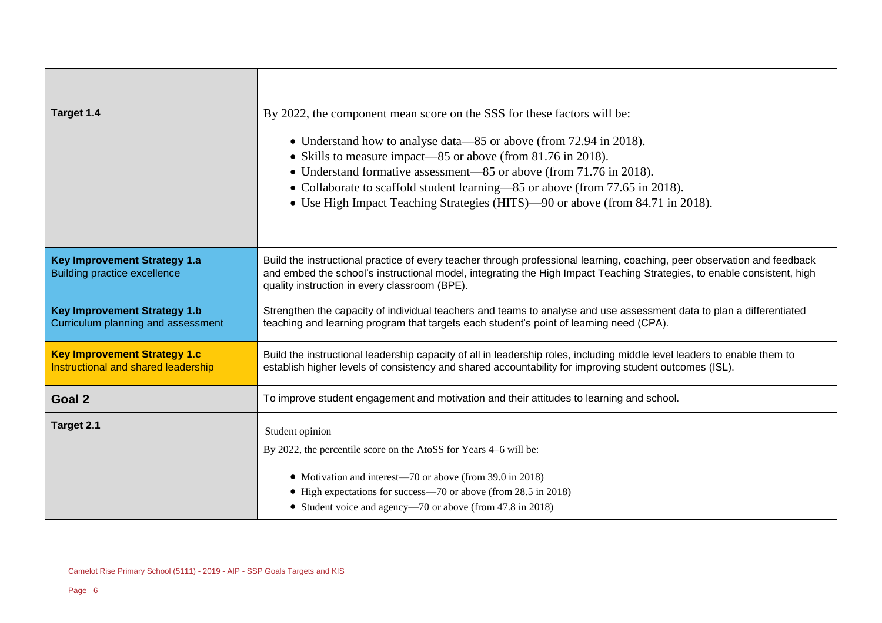| | |
|---|---|
| **Target 1.4** | By 2022, the component mean score on the SSS for these factors will be:<br>• Understand how to analyse data—85 or above (from 72.94 in 2018).<br>• Skills to measure impact—85 or above (from 81.76 in 2018).<br>• Understand formative assessment—85 or above (from 71.76 in 2018).<br>• Collaborate to scaffold student learning—85 or above (from 77.65 in 2018).<br>• Use High Impact Teaching Strategies (HITS)—90 or above (from 84.71 in 2018). |
| **Key Improvement Strategy 1.a**<br>Building practice excellence | Build the instructional practice of every teacher through professional learning, coaching, peer observation and feedback and embed the school's instructional model, integrating the High Impact Teaching Strategies, to enable consistent, high quality instruction in every classroom (BPE). |
| **Key Improvement Strategy 1.b**<br>Curriculum planning and assessment | Strengthen the capacity of individual teachers and teams to analyse and use assessment data to plan a differentiated teaching and learning program that targets each student's point of learning need (CPA). |
| **Key Improvement Strategy 1.c**<br>Instructional and shared leadership | Build the instructional leadership capacity of all in leadership roles, including middle level leaders to enable them to establish higher levels of consistency and shared accountability for improving student outcomes (ISL). |
| **Goal 2** | To improve student engagement and motivation and their attitudes to learning and school. |
| **Target 2.1** | Student opinion<br>By 2022, the percentile score on the AtoSS for Years 4–6 will be:<br>• Motivation and interest—70 or above (from 39.0 in 2018)<br>• High expectations for success—70 or above (from 28.5 in 2018)<br>• Student voice and agency—70 or above (from 47.8 in 2018) |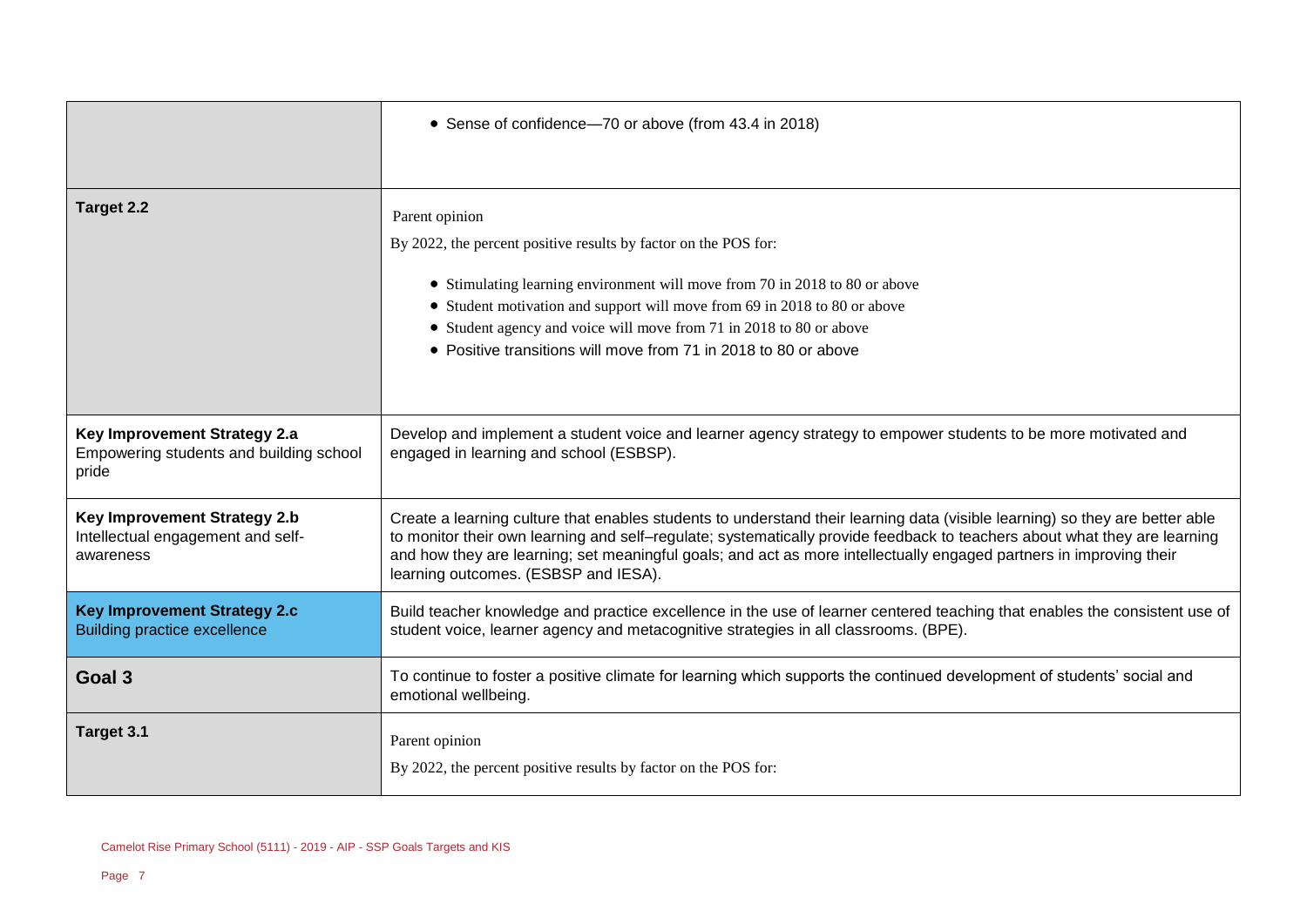| | |
|---|---|
| | • Sense of confidence—70 or above (from 43.4 in 2018) |
| **Target 2.2** | Parent opinion<br>By 2022, the percent positive results by factor on the POS for:<br>• Stimulating learning environment will move from 70 in 2018 to 80 or above<br>• Student motivation and support will move from 69 in 2018 to 80 or above<br>• Student agency and voice will move from 71 in 2018 to 80 or above<br>• Positive transitions will move from 71 in 2018 to 80 or above |
| **Key Improvement Strategy 2.a**<br>Empowering students and building school pride | Develop and implement a student voice and learner agency strategy to empower students to be more motivated and engaged in learning and school (ESBSP). |
| **Key Improvement Strategy 2.b**<br>Intellectual engagement and self-awareness | Create a learning culture that enables students to understand their learning data (visible learning) so they are better able to monitor their own learning and self–regulate; systematically provide feedback to teachers about what they are learning and how they are learning; set meaningful goals; and act as more intellectually engaged partners in improving their learning outcomes. (ESBSP and IESA). |
| **Key Improvement Strategy 2.c**<br>Building practice excellence | Build teacher knowledge and practice excellence in the use of learner centered teaching that enables the consistent use of student voice, learner agency and metacognitive strategies in all classrooms. (BPE). |
| **Goal 3** | To continue to foster a positive climate for learning which supports the continued development of students' social and emotional wellbeing. |
| **Target 3.1** | Parent opinion<br>By 2022, the percent positive results by factor on the POS for: |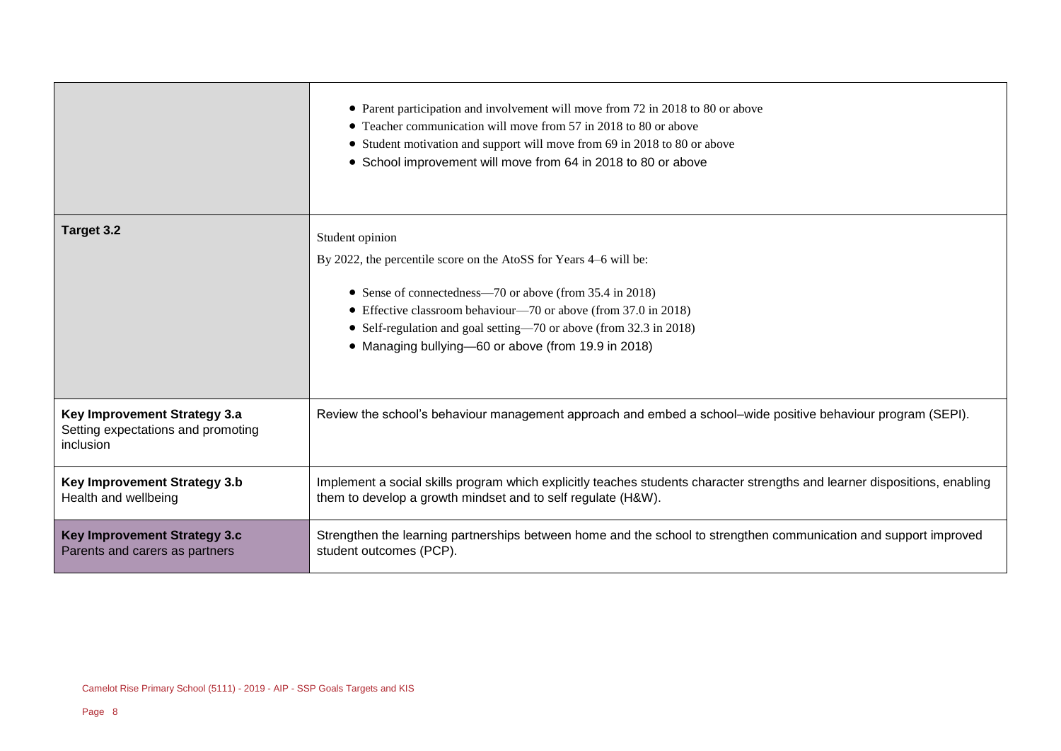| | |
|---|---|
| | • Parent participation and involvement will move from 72 in 2018 to 80 or above<br>• Teacher communication will move from 57 in 2018 to 80 or above<br>• Student motivation and support will move from 69 in 2018 to 80 or above<br>• School improvement will move from 64 in 2018 to 80 or above |
| **Target 3.2** | Student opinion<br>By 2022, the percentile score on the AtoSS for Years 4–6 will be:<br>• Sense of connectedness—70 or above (from 35.4 in 2018)<br>• Effective classroom behaviour—70 or above (from 37.0 in 2018)<br>• Self-regulation and goal setting—70 or above (from 32.3 in 2018)<br>• Managing bullying—60 or above (from 19.9 in 2018) |
| **Key Improvement Strategy 3.a**<br>Setting expectations and promoting inclusion | Review the school's behaviour management approach and embed a school–wide positive behaviour program (SEPI). |
| **Key Improvement Strategy 3.b**<br>Health and wellbeing | Implement a social skills program which explicitly teaches students character strengths and learner dispositions, enabling them to develop a growth mindset and to self regulate (H&W). |
| **Key Improvement Strategy 3.c**<br>Parents and carers as partners | Strengthen the learning partnerships between home and the school to strengthen communication and support improved student outcomes (PCP). |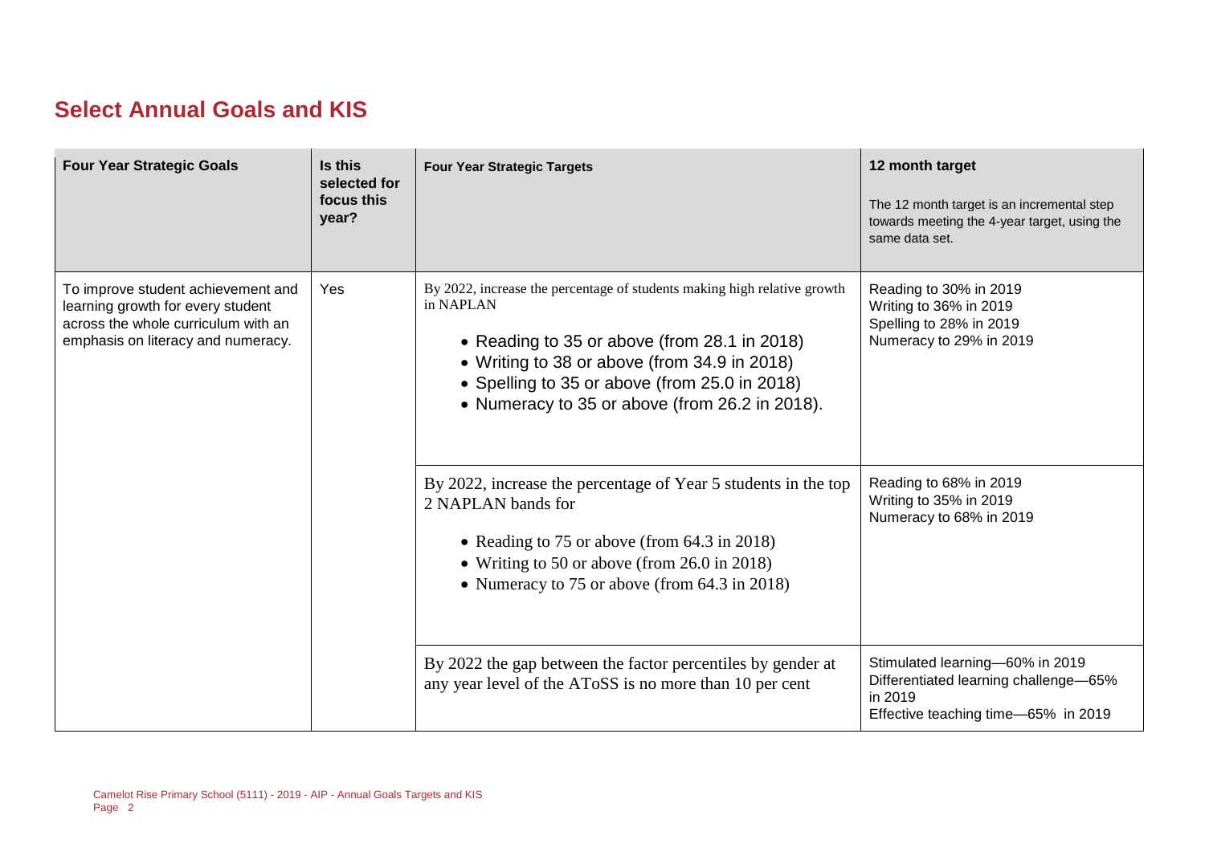## Select Annual Goals and KIS

| Four Year Strategic Goals | Is this selected for focus this year? | Four Year Strategic Targets | 12 month target<br><br>The 12 month target is an incremental step towards meeting the 4-year target, using the same data set. |
|---|---|---|---|
| To improve student achievement and learning growth for every student across the whole curriculum with an emphasis on literacy and numeracy. | Yes | By 2022, increase the percentage of students making high relative growth in NAPLAN<br><br>• Reading to 35 or above (from 28.1 in 2018)<br>• Writing to 38 or above (from 34.9 in 2018)<br>• Spelling to 35 or above (from 25.0 in 2018)<br>• Numeracy to 35 or above (from 26.2 in 2018). | Reading to 30% in 2019<br>Writing to 36% in 2019<br>Spelling to 28% in 2019<br>Numeracy to 29% in 2019 |
| | | By 2022, increase the percentage of Year 5 students in the top 2 NAPLAN bands for<br><br>• Reading to 75 or above (from 64.3 in 2018)<br>• Writing to 50 or above (from 26.0 in 2018)<br>• Numeracy to 75 or above (from 64.3 in 2018) | Reading to 68% in 2019<br>Writing to 35% in 2019<br>Numeracy to 68% in 2019 |
| | | By 2022 the gap between the factor percentiles by gender at any year level of the AToSS is no more than 10 per cent | Stimulated learning—60% in 2019<br>Differentiated learning challenge—65% in 2019<br>Effective teaching time—65% in 2019 |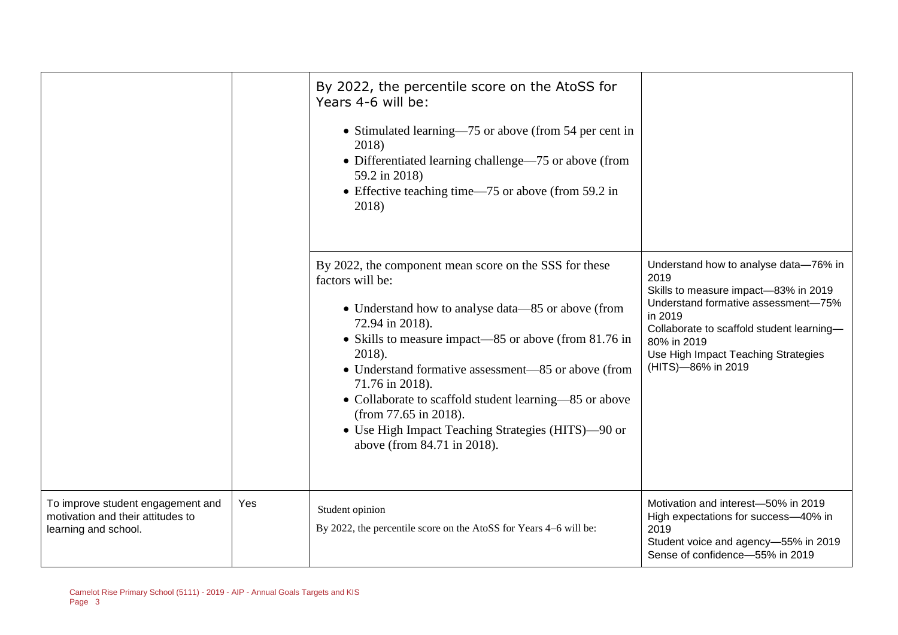| | | | |
|---|---|---|---|
| | | By 2022, the percentile score on the AtoSS for Years 4-6 will be:<br><br>• Stimulated learning—75 or above (from 54 per cent in 2018)<br>• Differentiated learning challenge—75 or above (from 59.2 in 2018)<br>• Effective teaching time—75 or above (from 59.2 in 2018) | |
| | | By 2022, the component mean score on the SSS for these factors will be:<br><br>• Understand how to analyse data—85 or above (from 72.94 in 2018).<br>• Skills to measure impact—85 or above (from 81.76 in 2018).<br>• Understand formative assessment—85 or above (from 71.76 in 2018).<br>• Collaborate to scaffold student learning—85 or above (from 77.65 in 2018).<br>• Use High Impact Teaching Strategies (HITS)—90 or above (from 84.71 in 2018). | Understand how to analyse data—76% in 2019<br>Skills to measure impact—83% in 2019<br>Understand formative assessment—75% in 2019<br>Collaborate to scaffold student learning—80% in 2019<br>Use High Impact Teaching Strategies (HITS)—86% in 2019 |
| To improve student engagement and motivation and their attitudes to learning and school. | Yes | Student opinion<br>By 2022, the percentile score on the AtoSS for Years 4–6 will be: | Motivation and interest—50% in 2019<br>High expectations for success—40% in 2019<br>Student voice and agency—55% in 2019<br>Sense of confidence—55% in 2019 |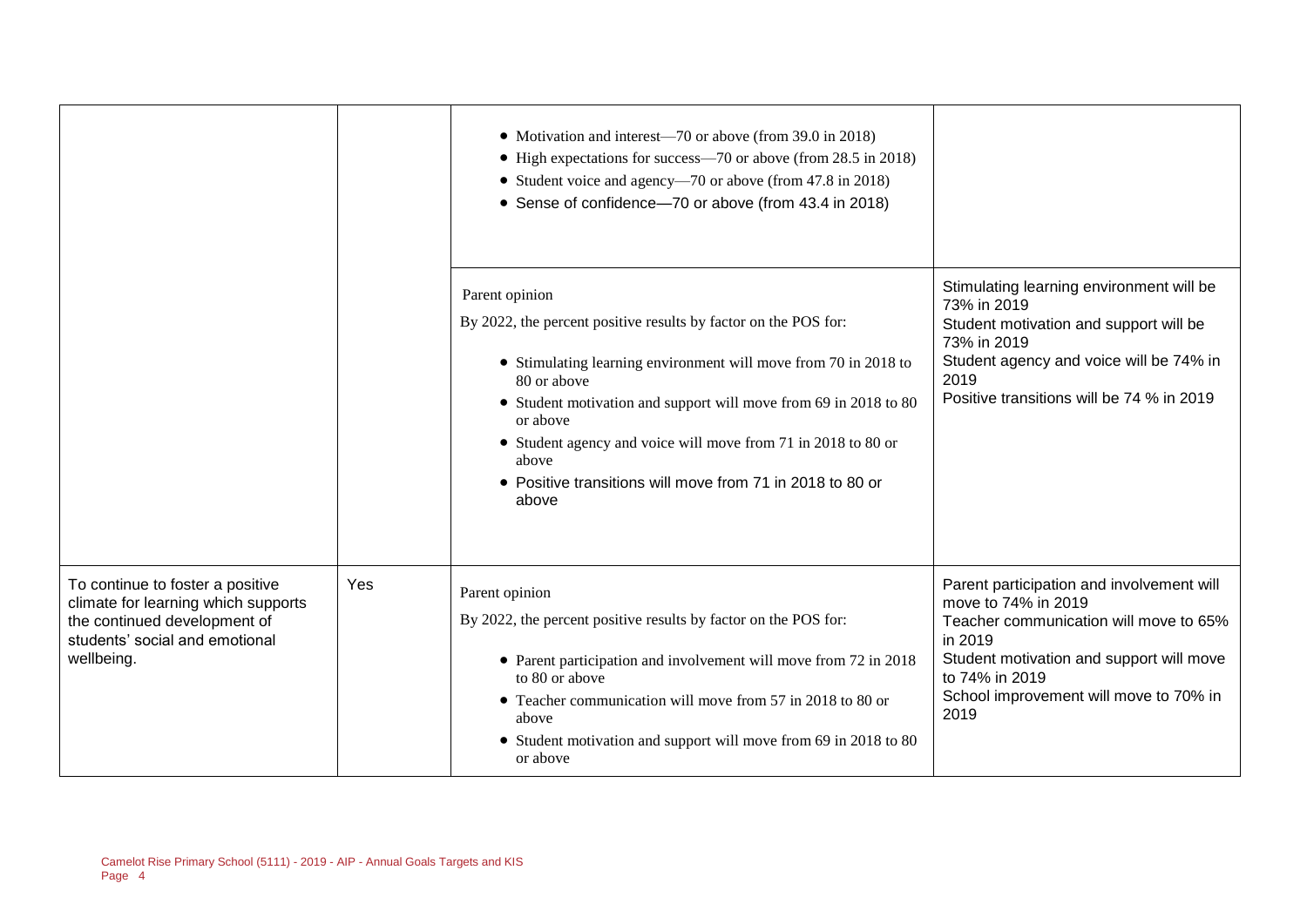| | | | |
|---|---|---|---|
| | | • Motivation and interest—70 or above (from 39.0 in 2018)<br>• High expectations for success—70 or above (from 28.5 in 2018)<br>• Student voice and agency—70 or above (from 47.8 in 2018)<br>• Sense of confidence—70 or above (from 43.4 in 2018) | |
| | | Parent opinion<br>By 2022, the percent positive results by factor on the POS for:<br>• Stimulating learning environment will move from 70 in 2018 to 80 or above<br>• Student motivation and support will move from 69 in 2018 to 80 or above<br>• Student agency and voice will move from 71 in 2018 to 80 or above<br>• Positive transitions will move from 71 in 2018 to 80 or above | Stimulating learning environment will be 73% in 2019<br>Student motivation and support will be 73% in 2019<br>Student agency and voice will be 74% in 2019<br>Positive transitions will be 74 % in 2019 |
| To continue to foster a positive climate for learning which supports the continued development of students' social and emotional wellbeing. | Yes | Parent opinion<br>By 2022, the percent positive results by factor on the POS for:<br>• Parent participation and involvement will move from 72 in 2018 to 80 or above<br>• Teacher communication will move from 57 in 2018 to 80 or above<br>• Student motivation and support will move from 69 in 2018 to 80 or above | Parent participation and involvement will move to 74% in 2019<br>Teacher communication will move to 65% in 2019<br>Student motivation and support will move to 74% in 2019<br>School improvement will move to 70% in 2019 |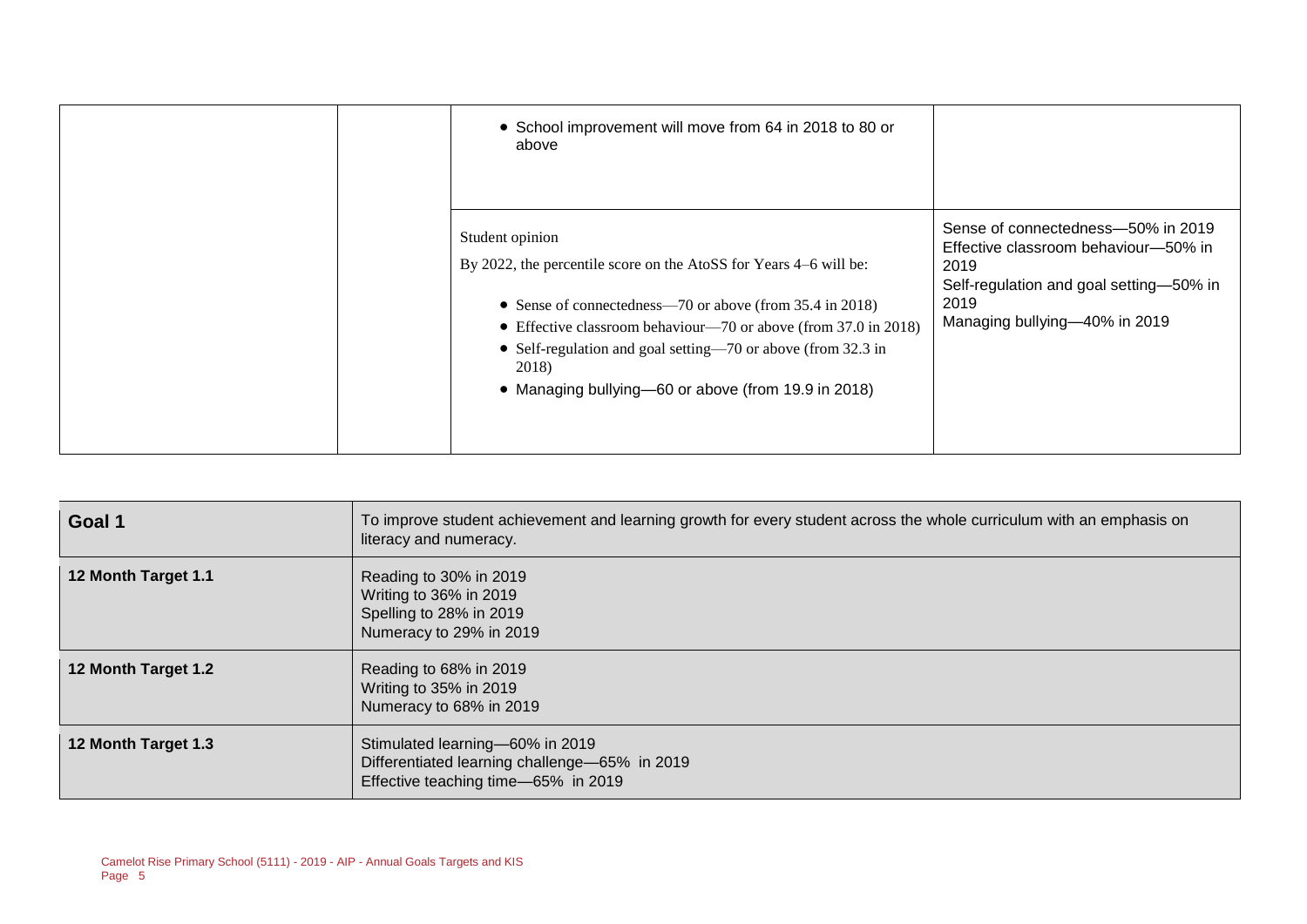| | | | |
|---|---|---|---|
| | | • School improvement will move from 64 in 2018 to 80 or above | |
| | | Student opinion<br>By 2022, the percentile score on the AtoSS for Years 4–6 will be:<br>• Sense of connectedness—70 or above (from 35.4 in 2018)<br>• Effective classroom behaviour—70 or above (from 37.0 in 2018)<br>• Self-regulation and goal setting—70 or above (from 32.3 in 2018)<br>• Managing bullying—60 or above (from 19.9 in 2018) | Sense of connectedness—50% in 2019<br>Effective classroom behaviour—50% in 2019<br>Self-regulation and goal setting—50% in 2019<br>Managing bullying—40% in 2019 |

| **Goal 1** | To improve student achievement and learning growth for every student across the whole curriculum with an emphasis on literacy and numeracy. |
|---|---|
| **12 Month Target 1.1** | Reading to 30% in 2019<br>Writing to 36% in 2019<br>Spelling to 28% in 2019<br>Numeracy to 29% in 2019 |
| **12 Month Target 1.2** | Reading to 68% in 2019<br>Writing to 35% in 2019<br>Numeracy to 68% in 2019 |
| **12 Month Target 1.3** | Stimulated learning—60% in 2019<br>Differentiated learning challenge—65% in 2019<br>Effective teaching time—65% in 2019 |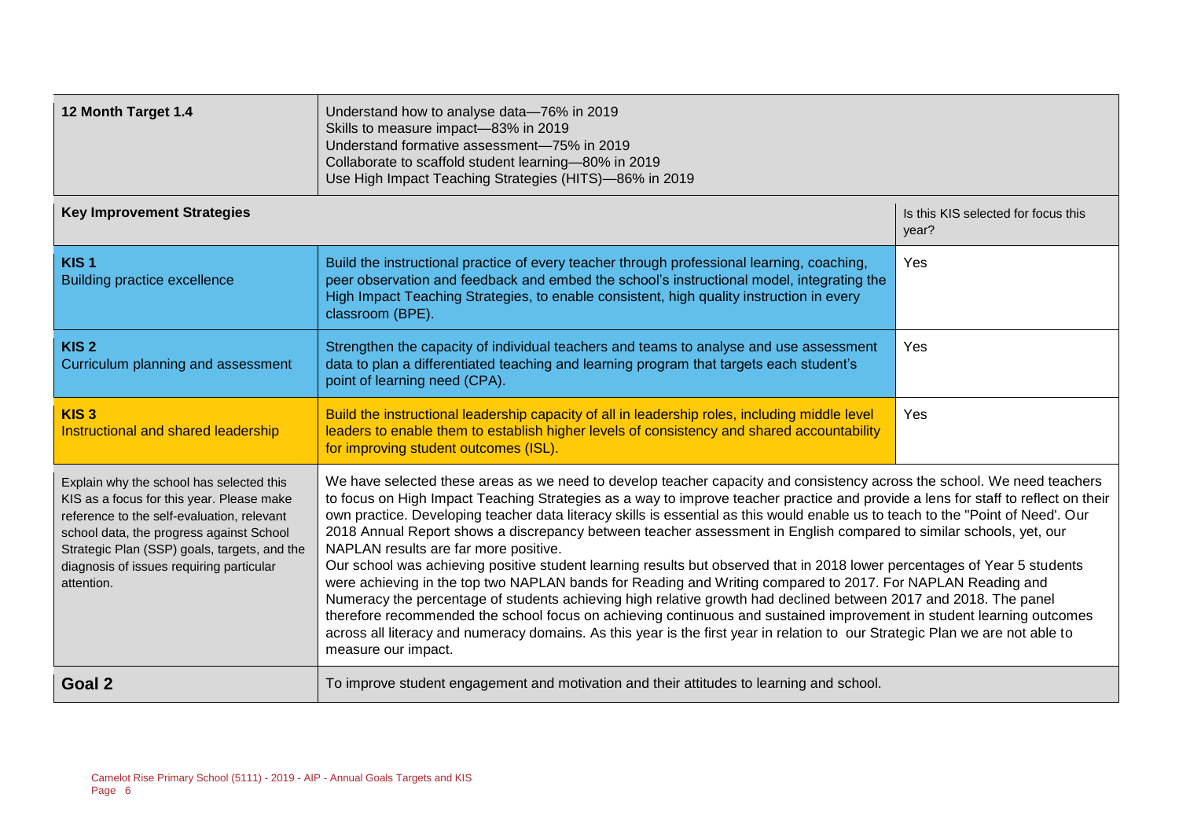| 12 Month Target 1.4 | Understand how to analyse data—76% in 2019<br>Skills to measure impact—83% in 2019<br>Understand formative assessment—75% in 2019<br>Collaborate to scaffold student learning—80% in 2019<br>Use High Impact Teaching Strategies (HITS)—86% in 2019 | |
|---|---|---|
| **Key Improvement Strategies** | | Is this KIS selected for focus this year? |
| **KIS 1**<br>Building practice excellence | Build the instructional practice of every teacher through professional learning, coaching, peer observation and feedback and embed the school's instructional model, integrating the High Impact Teaching Strategies, to enable consistent, high quality instruction in every classroom (BPE). | Yes |
| **KIS 2**<br>Curriculum planning and assessment | Strengthen the capacity of individual teachers and teams to analyse and use assessment data to plan a differentiated teaching and learning program that targets each student's point of learning need (CPA). | Yes |
| **KIS 3**<br>Instructional and shared leadership | Build the instructional leadership capacity of all in leadership roles, including middle level leaders to enable them to establish higher levels of consistency and shared accountability for improving student outcomes (ISL). | Yes |
| Explain why the school has selected this KIS as a focus for this year. Please make reference to the self-evaluation, relevant school data, the progress against School Strategic Plan (SSP) goals, targets, and the diagnosis of issues requiring particular attention. | We have selected these areas as we need to develop teacher capacity and consistency across the school. We need teachers to focus on High Impact Teaching Strategies as a way to improve teacher practice and provide a lens for staff to reflect on their own practice. Developing teacher data literacy skills is essential as this would enable us to teach to the "Point of Need'. Our 2018 Annual Report shows a discrepancy between teacher assessment in English compared to similar schools, yet, our NAPLAN results are far more positive.<br>Our school was achieving positive student learning results but observed that in 2018 lower percentages of Year 5 students were achieving in the top two NAPLAN bands for Reading and Writing compared to 2017. For NAPLAN Reading and Numeracy the percentage of students achieving high relative growth had declined between 2017 and 2018. The panel therefore recommended the school focus on achieving continuous and sustained improvement in student learning outcomes across all literacy and numeracy domains. As this year is the first year in relation to our Strategic Plan we are not able to measure our impact. | |
| **Goal 2** | To improve student engagement and motivation and their attitudes to learning and school. | |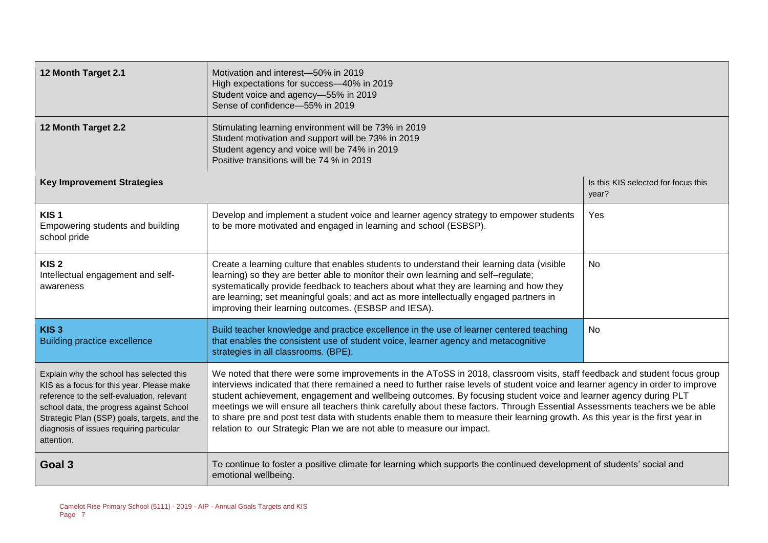| | | |
|---|---|---|
| **12 Month Target 2.1** | Motivation and interest—50% in 2019<br>High expectations for success—40% in 2019<br>Student voice and agency—55% in 2019<br>Sense of confidence—55% in 2019 | |
| **12 Month Target 2.2** | Stimulating learning environment will be 73% in 2019<br>Student motivation and support will be 73% in 2019<br>Student agency and voice will be 74% in 2019<br>Positive transitions will be 74 % in 2019 | |
| **Key Improvement Strategies** | | Is this KIS selected for focus this year? |
| **KIS 1**<br>Empowering students and building school pride | Develop and implement a student voice and learner agency strategy to empower students to be more motivated and engaged in learning and school (ESBSP). | Yes |
| **KIS 2**<br>Intellectual engagement and self-awareness | Create a learning culture that enables students to understand their learning data (visible learning) so they are better able to monitor their own learning and self–regulate; systematically provide feedback to teachers about what they are learning and how they are learning; set meaningful goals; and act as more intellectually engaged partners in improving their learning outcomes. (ESBSP and IESA). | No |
| **KIS 3**<br>Building practice excellence | Build teacher knowledge and practice excellence in the use of learner centered teaching that enables the consistent use of student voice, learner agency and metacognitive strategies in all classrooms. (BPE). | No |
| Explain why the school has selected this KIS as a focus for this year. Please make reference to the self-evaluation, relevant school data, the progress against School Strategic Plan (SSP) goals, targets, and the diagnosis of issues requiring particular attention. | We noted that there were some improvements in the AToSS in 2018, classroom visits, staff feedback and student focus group interviews indicated that there remained a need to further raise levels of student voice and learner agency in order to improve student achievement, engagement and wellbeing outcomes. By focusing student voice and learner agency during PLT meetings we will ensure all teachers think carefully about these factors. Through Essential Assessments teachers we be able to share pre and post test data with students enable them to measure their learning growth. As this year is the first year in relation to our Strategic Plan we are not able to measure our impact. | |
| **Goal 3** | To continue to foster a positive climate for learning which supports the continued development of students' social and emotional wellbeing. | |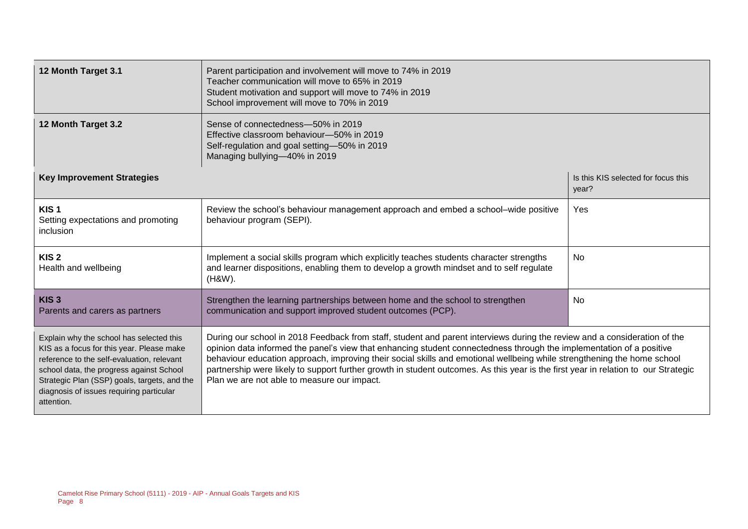| 12 Month Target 3.1 | Parent participation and involvement will move to 74% in 2019<br>Teacher communication will move to 65% in 2019<br>Student motivation and support will move to 74% in 2019<br>School improvement will move to 70% in 2019 | |
|---|---|---|
| **12 Month Target 3.2** | Sense of connectedness—50% in 2019<br>Effective classroom behaviour—50% in 2019<br>Self-regulation and goal setting—50% in 2019<br>Managing bullying—40% in 2019 | |
| **Key Improvement Strategies** | | Is this KIS selected for focus this year? |
| **KIS 1**<br>Setting expectations and promoting inclusion | Review the school's behaviour management approach and embed a school–wide positive behaviour program (SEPI). | Yes |
| **KIS 2**<br>Health and wellbeing | Implement a social skills program which explicitly teaches students character strengths and learner dispositions, enabling them to develop a growth mindset and to self regulate (H&W). | No |
| **KIS 3**<br>Parents and carers as partners | Strengthen the learning partnerships between home and the school to strengthen communication and support improved student outcomes (PCP). | No |
| Explain why the school has selected this KIS as a focus for this year. Please make reference to the self-evaluation, relevant school data, the progress against School Strategic Plan (SSP) goals, targets, and the diagnosis of issues requiring particular attention. | During our school in 2018 Feedback from staff, student and parent interviews during the review and a consideration of the opinion data informed the panel's view that enhancing student connectedness through the implementation of a positive behaviour education approach, improving their social skills and emotional wellbeing while strengthening the home school partnership were likely to support further growth in student outcomes. As this year is the first year in relation to our Strategic Plan we are not able to measure our impact. | |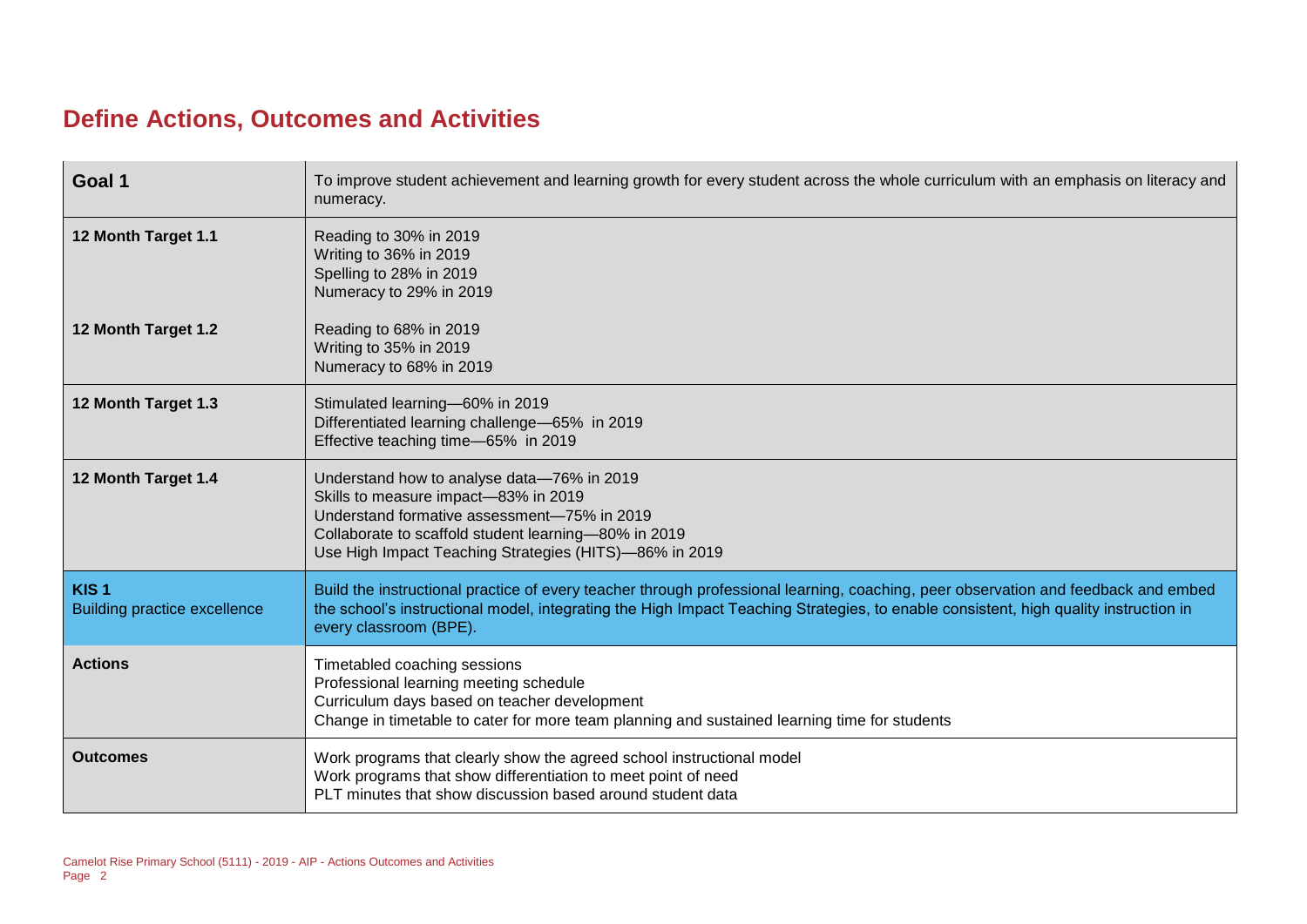## Define Actions, Outcomes and Activities

| | |
|---|---|
| **Goal 1** | To improve student achievement and learning growth for every student across the whole curriculum with an emphasis on literacy and numeracy. |
| **12 Month Target 1.1** | Reading to 30% in 2019<br>Writing to 36% in 2019<br>Spelling to 28% in 2019<br>Numeracy to 29% in 2019 |
| **12 Month Target 1.2** | Reading to 68% in 2019<br>Writing to 35% in 2019<br>Numeracy to 68% in 2019 |
| **12 Month Target 1.3** | Stimulated learning—60% in 2019<br>Differentiated learning challenge—65% in 2019<br>Effective teaching time—65% in 2019 |
| **12 Month Target 1.4** | Understand how to analyse data—76% in 2019<br>Skills to measure impact—83% in 2019<br>Understand formative assessment—75% in 2019<br>Collaborate to scaffold student learning—80% in 2019<br>Use High Impact Teaching Strategies (HITS)—86% in 2019 |
| **KIS 1**<br>Building practice excellence | Build the instructional practice of every teacher through professional learning, coaching, peer observation and feedback and embed the school's instructional model, integrating the High Impact Teaching Strategies, to enable consistent, high quality instruction in every classroom (BPE). |
| **Actions** | Timetabled coaching sessions<br>Professional learning meeting schedule<br>Curriculum days based on teacher development<br>Change in timetable to cater for more team planning and sustained learning time for students |
| **Outcomes** | Work programs that clearly show the agreed school instructional model<br>Work programs that show differentiation to meet point of need<br>PLT minutes that show discussion based around student data |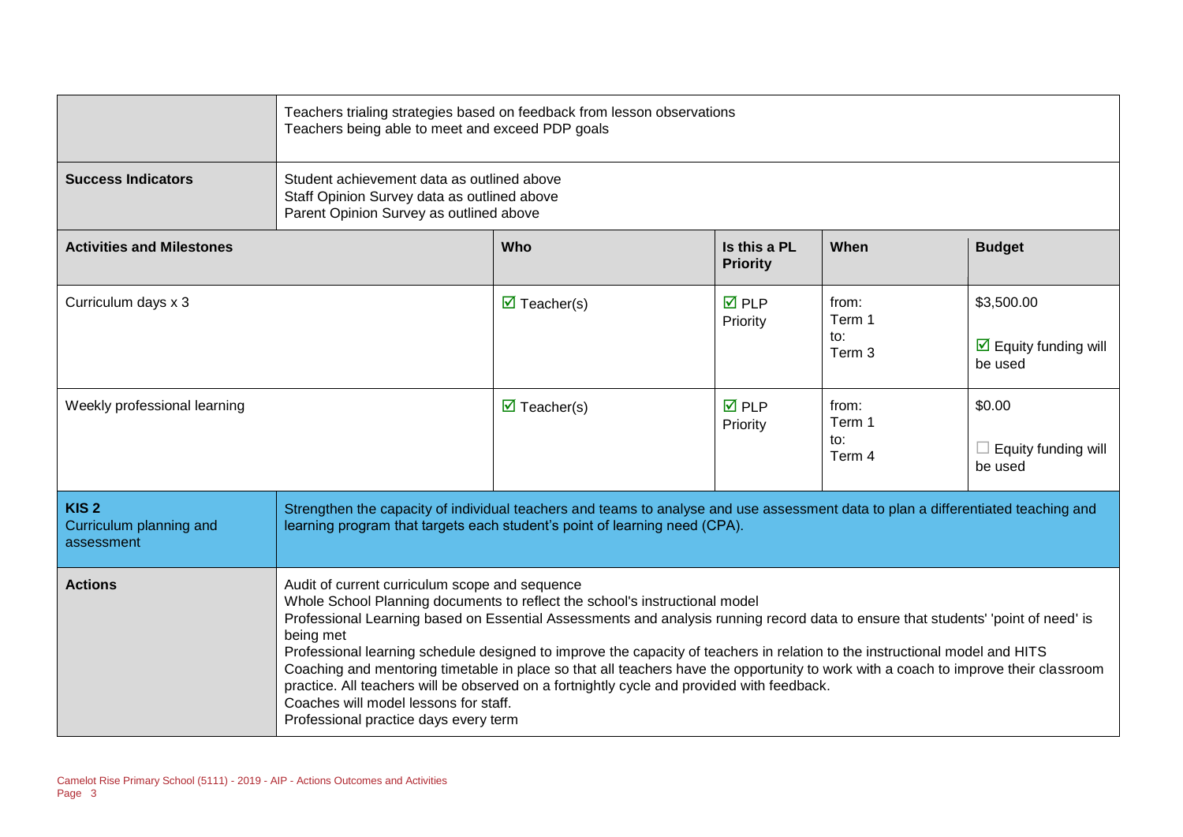| | | | | | |
|---|---|---|---|---|---|
| | Teachers trialing strategies based on feedback from lesson observations<br>Teachers being able to meet and exceed PDP goals | | | | |
| **Success Indicators** | Student achievement data as outlined above<br>Staff Opinion Survey data as outlined above<br>Parent Opinion Survey as outlined above | | | | |
| **Activities and Milestones** | | **Who** | **Is this a PL Priority** | **When** | **Budget** |
| Curriculum days x 3 | | ☑ Teacher(s) | ☑ PLP Priority | from: Term 1 to: Term 3 | $3,500.00<br>☑ Equity funding will be used |
| Weekly professional learning | | ☑ Teacher(s) | ☑ PLP Priority | from: Term 1 to: Term 4 | $0.00<br>☐ Equity funding will be used |
| **KIS 2** Curriculum planning and assessment | Strengthen the capacity of individual teachers and teams to analyse and use assessment data to plan a differentiated teaching and learning program that targets each student's point of learning need (CPA). | | | | |
| **Actions** | Audit of current curriculum scope and sequence<br>Whole School Planning documents to reflect the school's instructional model<br>Professional Learning based on Essential Assessments and analysis running record data to ensure that students' 'point of need' is being met<br>Professional learning schedule designed to improve the capacity of teachers in relation to the instructional model and HITS<br>Coaching and mentoring timetable in place so that all teachers have the opportunity to work with a coach to improve their classroom practice. All teachers will be observed on a fortnightly cycle and provided with feedback.<br>Coaches will model lessons for staff.<br>Professional practice days every term | | | | |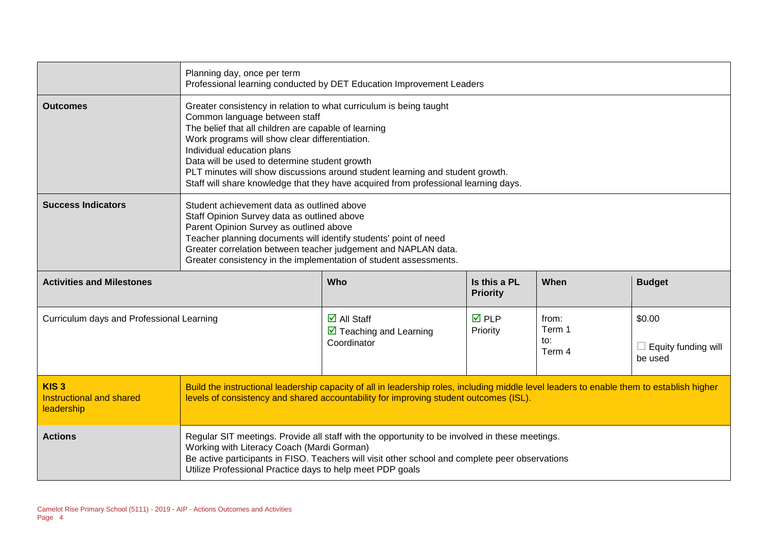| | | | | | |
|---|---|---|---|---|---|
| | Planning day, once per term<br>Professional learning conducted by DET Education Improvement Leaders | | | | |
| **Outcomes** | Greater consistency in relation to what curriculum is being taught<br>Common language between staff<br>The belief that all children are capable of learning<br>Work programs will show clear differentiation.<br>Individual education plans<br>Data will be used to determine student growth<br>PLT minutes will show discussions around student learning and student growth.<br>Staff will share knowledge that they have acquired from professional learning days. | | | | |
| **Success Indicators** | Student achievement data as outlined above<br>Staff Opinion Survey data as outlined above<br>Parent Opinion Survey as outlined above<br>Teacher planning documents will identify students' point of need<br>Greater correlation between teacher judgement and NAPLAN data.<br>Greater consistency in the implementation of student assessments. | | | | |
| **Activities and Milestones** | | **Who** | **Is this a PL Priority** | **When** | **Budget** |
| Curriculum days and Professional Learning | | ☑ All Staff<br>☑ Teaching and Learning Coordinator | ☑ PLP Priority | from: Term 1<br>to: Term 4 | $0.00<br>☐ Equity funding will be used |
| **KIS 3**<br>Instructional and shared leadership | Build the instructional leadership capacity of all in leadership roles, including middle level leaders to enable them to establish higher levels of consistency and shared accountability for improving student outcomes (ISL). | | | | |
| **Actions** | Regular SIT meetings. Provide all staff with the opportunity to be involved in these meetings.<br>Working with Literacy Coach (Mardi Gorman)<br>Be active participants in FISO. Teachers will visit other school and complete peer observations<br>Utilize Professional Practice days to help meet PDP goals | | | | |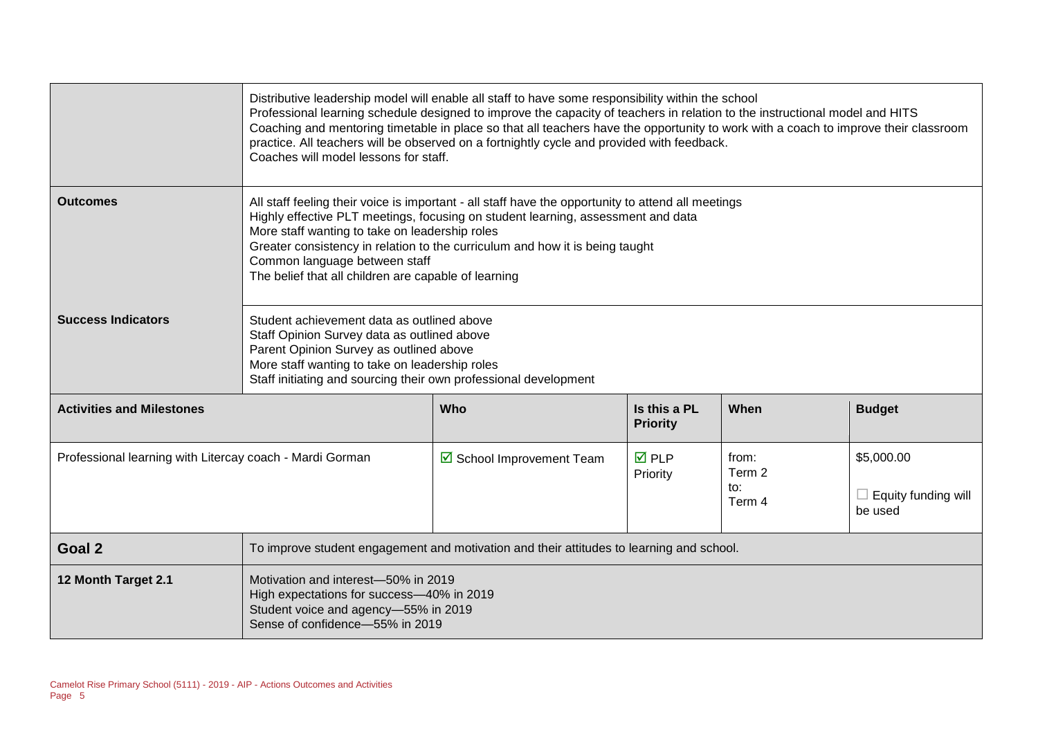| | | | | | |
|---|---|---|---|---|---|
| | Distributive leadership model will enable all staff to have some responsibility within the school<br>Professional learning schedule designed to improve the capacity of teachers in relation to the instructional model and HITS<br>Coaching and mentoring timetable in place so that all teachers have the opportunity to work with a coach to improve their classroom practice. All teachers will be observed on a fortnightly cycle and provided with feedback.<br>Coaches will model lessons for staff. | | | | |
| **Outcomes** | All staff feeling their voice is important - all staff have the opportunity to attend all meetings<br>Highly effective PLT meetings, focusing on student learning, assessment and data<br>More staff wanting to take on leadership roles<br>Greater consistency in relation to the curriculum and how it is being taught<br>Common language between staff<br>The belief that all children are capable of learning | | | | |
| **Success Indicators** | Student achievement data as outlined above<br>Staff Opinion Survey data as outlined above<br>Parent Opinion Survey as outlined above<br>More staff wanting to take on leadership roles<br>Staff initiating and sourcing their own professional development | | | | |
| **Activities and Milestones** | | **Who** | **Is this a PL Priority** | **When** | **Budget** |
| Professional learning with Litercay coach - Mardi Gorman | | ☑ School Improvement Team | ☑ PLP Priority | from: Term 2 to: Term 4 | $5,000.00<br>☐ Equity funding will be used |
| **Goal 2** | To improve student engagement and motivation and their attitudes to learning and school. | | | | |
| **12 Month Target 2.1** | Motivation and interest—50% in 2019<br>High expectations for success—40% in 2019<br>Student voice and agency—55% in 2019<br>Sense of confidence—55% in 2019 | | | | |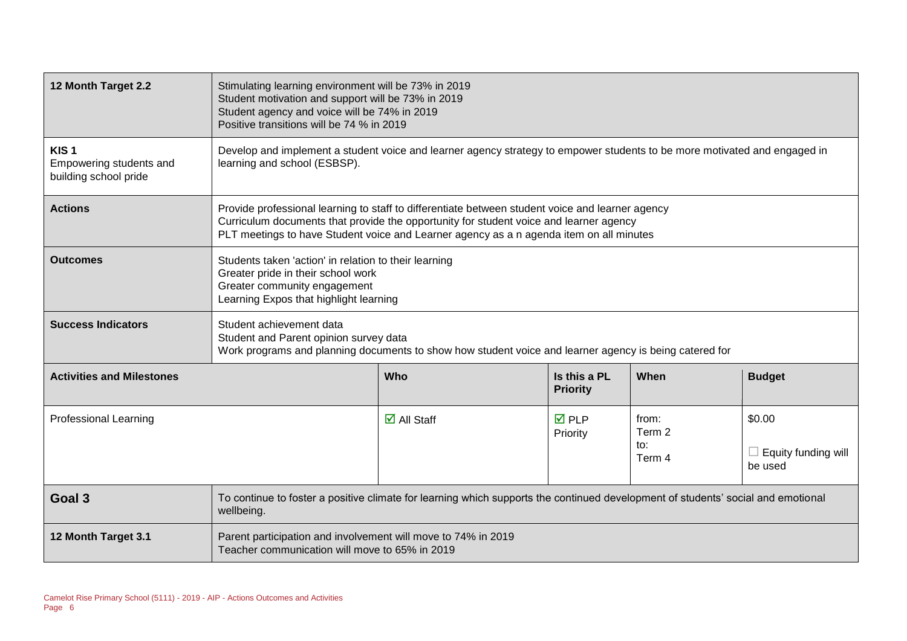| | | | | | |
|---|---|---|---|---|---|
| **12 Month Target 2.2** | Stimulating learning environment will be 73% in 2019<br>Student motivation and support will be 73% in 2019<br>Student agency and voice will be 74% in 2019<br>Positive transitions will be 74 % in 2019 | | | | |
| **KIS 1**<br>Empowering students and building school pride | Develop and implement a student voice and learner agency strategy to empower students to be more motivated and engaged in learning and school (ESBSP). | | | | |
| **Actions** | Provide professional learning to staff to differentiate between student voice and learner agency<br>Curriculum documents that provide the opportunity for student voice and learner agency<br>PLT meetings to have Student voice and Learner agency as a n agenda item on all minutes | | | | |
| **Outcomes** | Students taken 'action' in relation to their learning<br>Greater pride in their school work<br>Greater community engagement<br>Learning Expos that highlight learning | | | | |
| **Success Indicators** | Student achievement data<br>Student and Parent opinion survey data<br>Work programs and planning documents to show how student voice and learner agency is being catered for | | | | |
| **Activities and Milestones** | | **Who** | **Is this a PL Priority** | **When** | **Budget** |
| Professional Learning | | ☑ All Staff | ☑ PLP Priority | from: Term 2<br>to: Term 4 | $0.00<br>☐ Equity funding will be used |
| **Goal 3** | To continue to foster a positive climate for learning which supports the continued development of students' social and emotional wellbeing. | | | | |
| **12 Month Target 3.1** | Parent participation and involvement will move to 74% in 2019<br>Teacher communication will move to 65% in 2019 | | | | |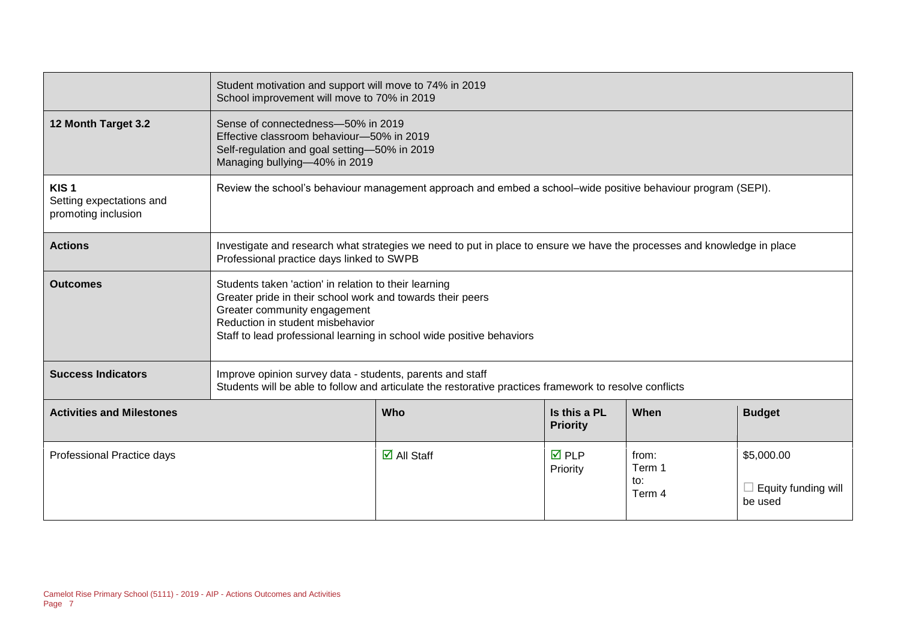| | | | | | |
|---|---|---|---|---|---|
| | Student motivation and support will move to 74% in 2019<br>School improvement will move to 70% in 2019 | | | | |
| **12 Month Target 3.2** | Sense of connectedness—50% in 2019<br>Effective classroom behaviour—50% in 2019<br>Self-regulation and goal setting—50% in 2019<br>Managing bullying—40% in 2019 | | | | |
| **KIS 1**<br>Setting expectations and promoting inclusion | Review the school's behaviour management approach and embed a school–wide positive behaviour program (SEPI). | | | | |
| **Actions** | Investigate and research what strategies we need to put in place to ensure we have the processes and knowledge in place<br>Professional practice days linked to SWPB | | | | |
| **Outcomes** | Students taken 'action' in relation to their learning<br>Greater pride in their school work and towards their peers<br>Greater community engagement<br>Reduction in student misbehavior<br>Staff to lead professional learning in school wide positive behaviors | | | | |
| **Success Indicators** | Improve opinion survey data - students, parents and staff<br>Students will be able to follow and articulate the restorative practices framework to resolve conflicts | | | | |
| **Activities and Milestones** | | **Who** | **Is this a PL Priority** | **When** | **Budget** |
| Professional Practice days | | ☑ All Staff | ☑ PLP Priority | from: Term 1<br>to: Term 4 | \$5,000.00<br>☐ Equity funding will be used |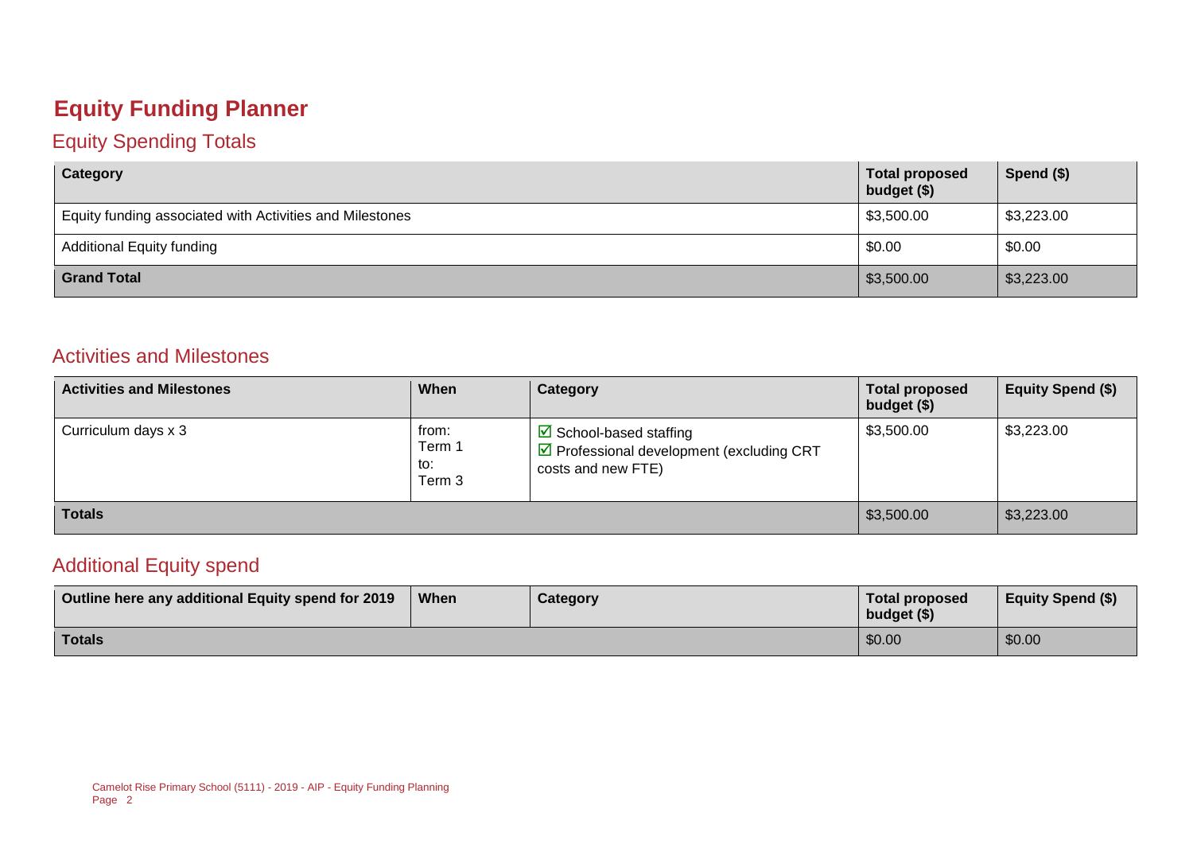# Equity Funding Planner

## Equity Spending Totals

| Category | Total proposed budget ($) | Spend ($) |
|---|---|---|
| Equity funding associated with Activities and Milestones | $3,500.00 | $3,223.00 |
| Additional Equity funding | $0.00 | $0.00 |
| **Grand Total** | $3,500.00 | $3,223.00 |

## Activities and Milestones

| Activities and Milestones | When | Category | Total proposed budget ($) | Equity Spend ($) |
|---|---|---|---|---|
| Curriculum days x 3 | from: Term 1 to: Term 3 | ☑ School-based staffing<br>☑ Professional development (excluding CRT costs and new FTE) | $3,500.00 | $3,223.00 |
| **Totals** | | | $3,500.00 | $3,223.00 |

## Additional Equity spend

| Outline here any additional Equity spend for 2019 | When | Category | Total proposed budget ($) | Equity Spend ($) |
|---|---|---|---|---|
| **Totals** | | | $0.00 | $0.00 |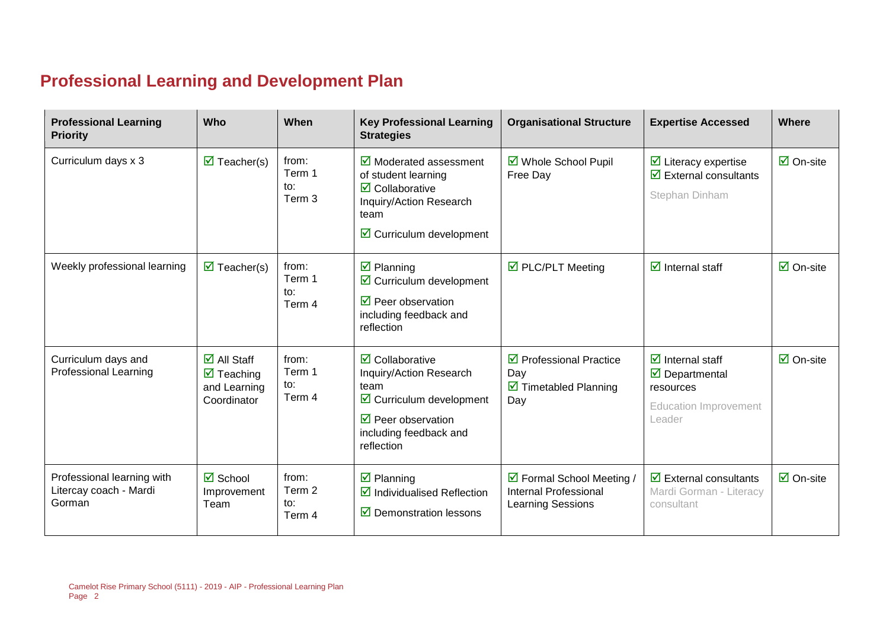## Professional Learning and Development Plan

| Professional Learning Priority | Who | When | Key Professional Learning Strategies | Organisational Structure | Expertise Accessed | Where |
|---|---|---|---|---|---|---|
| Curriculum days x 3 | ☑ Teacher(s) | from: Term 1 to: Term 3 | ☑ Moderated assessment of student learning ☑ Collaborative Inquiry/Action Research team ☑ Curriculum development | ☑ Whole School Pupil Free Day | ☑ Literacy expertise ☑ External consultants Stephan Dinham | ☑ On-site |
| Weekly professional learning | ☑ Teacher(s) | from: Term 1 to: Term 4 | ☑ Planning ☑ Curriculum development ☑ Peer observation including feedback and reflection | ☑ PLC/PLT Meeting | ☑ Internal staff | ☑ On-site |
| Curriculum days and Professional Learning | ☑ All Staff ☑ Teaching and Learning Coordinator | from: Term 1 to: Term 4 | ☑ Collaborative Inquiry/Action Research team ☑ Curriculum development ☑ Peer observation including feedback and reflection | ☑ Professional Practice Day ☑ Timetabled Planning Day | ☑ Internal staff ☑ Departmental resources Education Improvement Leader | ☑ On-site |
| Professional learning with Litercay coach - Mardi Gorman | ☑ School Improvement Team | from: Term 2 to: Term 4 | ☑ Planning ☑ Individualised Reflection ☑ Demonstration lessons | ☑ Formal School Meeting / Internal Professional Learning Sessions | ☑ External consultants Mardi Gorman - Literacy consultant | ☑ On-site |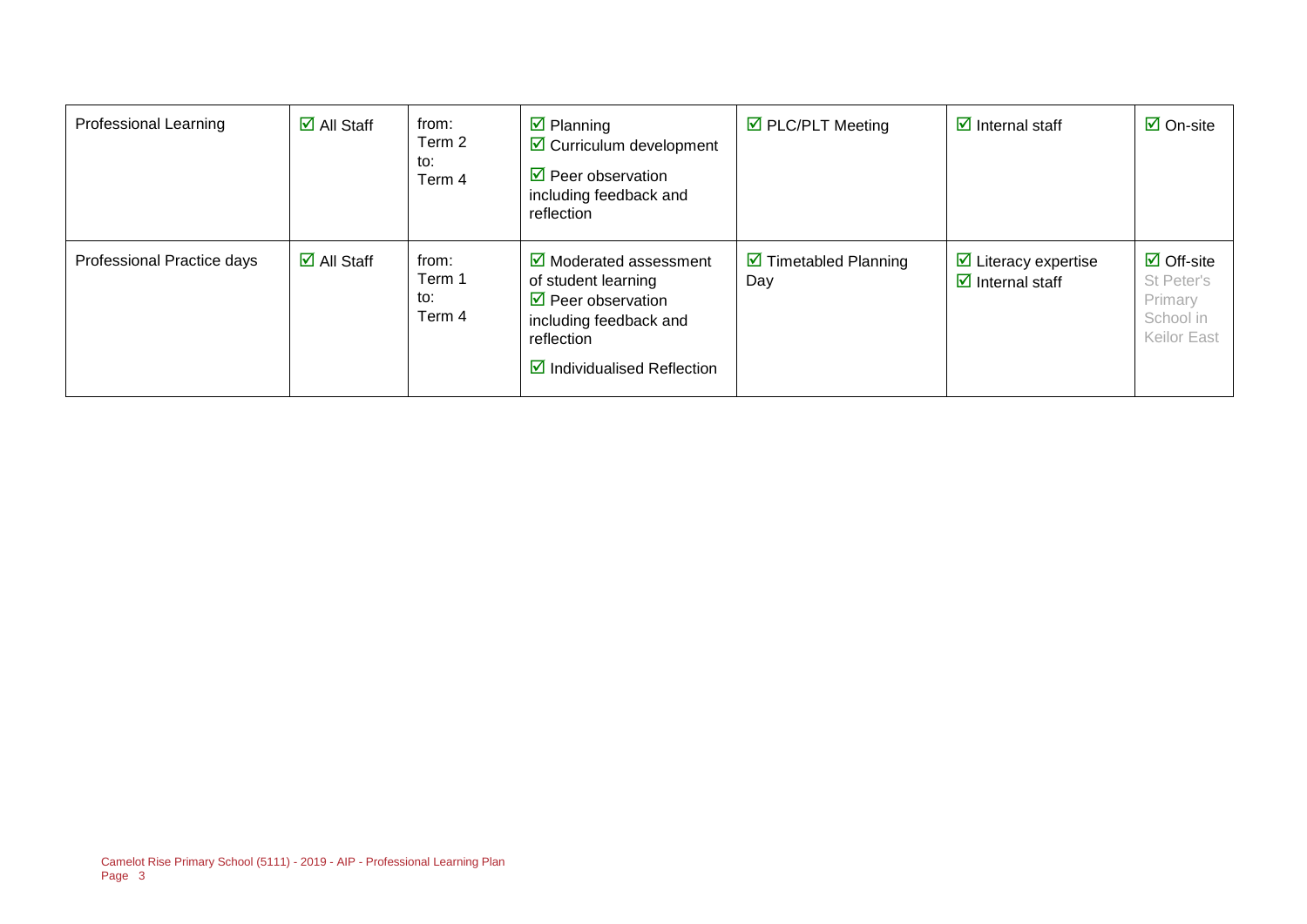| | | | | | | |
|---|---|---|---|---|---|---|
| Professional Learning | ☑ All Staff | from: Term 2 to: Term 4 | ☑ Planning ☑ Curriculum development ☑ Peer observation including feedback and reflection | ☑ PLC/PLT Meeting | ☑ Internal staff | ☑ On-site |
| Professional Practice days | ☑ All Staff | from: Term 1 to: Term 4 | ☑ Moderated assessment of student learning ☑ Peer observation including feedback and reflection ☑ Individualised Reflection | ☑ Timetabled Planning Day | ☑ Literacy expertise ☑ Internal staff | ☑ Off-site St Peter's Primary School in Keilor East |